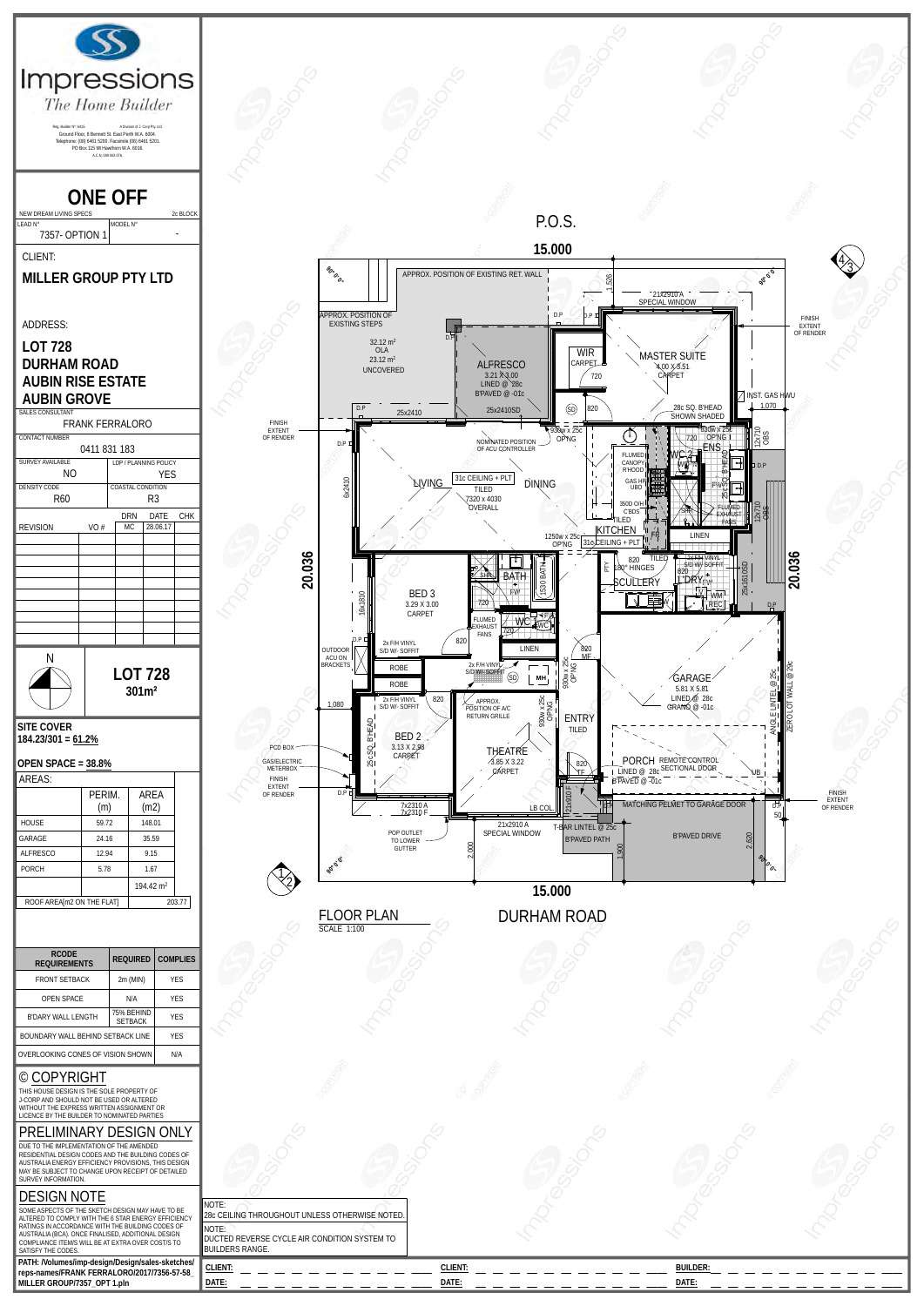# Impressions

*The Home Builder*

Reg. Builder N° 6415. A Division of J. Corp Pty Ltd.
Ground Floor, 8 Bennett St. East Perth W.A. 6004.
Telephone: (08) 6461 5200. Facsimile (08) 6461 5201.
PO Box 115 Mt Hawthorn W.A. 6016.
A.C.N. 009 063 076.

## ONE OFF

NEW DREAM LIVING SPECS — 2c BLOCK

| LEAD N° | MODEL N° |
| --- | --- |
| 7357- OPTION 1 | - |

CLIENT:

**MILLER GROUP PTY LTD**

ADDRESS:

**LOT 728**
**DURHAM ROAD**
**AUBIN RISE ESTATE**
**AUBIN GROVE**

| SALES CONSULTANT | |
| --- | --- |
| FRANK FERRALORO | |
| CONTACT NUMBER | |
| 0411 831 183 | |
| SURVEY AVAILABLE | LDP / PLANNING POLICY |
| NO | YES |
| DENSITY CODE | COASTAL CONDITION |
| R60 | R3 |

| REVISION | VO # | DRN | DATE | CHK |
| --- | --- | --- | --- | --- |
| | | MC | 28.06.17 | |

N

**LOT 728**
**301m²**

**SITE COVER**
**184.23/301 = 61.2%**

**OPEN SPACE = 38.8%**

AREAS:

| | PERIM. (m) | AREA (m2) |
| --- | --- | --- |
| HOUSE | 59.72 | 148.01 |
| GARAGE | 24.16 | 35.59 |
| ALFRESCO | 12.94 | 9.15 |
| PORCH | 5.78 | 1.67 |
| | | 194.42 m² |
| ROOF AREA[m2 ON THE FLAT] | | 203.77 |

| RCODE REQUIREMENTS | REQUIRED | COMPLIES |
| --- | --- | --- |
| FRONT SETBACK | 2m (MIN) | YES |
| OPEN SPACE | N/A | YES |
| B'DARY WALL LENGTH | 75% BEHIND SETBACK | YES |
| BOUNDARY WALL BEHIND SETBACK LINE | | YES |
| OVERLOOKING CONES OF VISION SHOWN | | N/A |

## © COPYRIGHT

THIS HOUSE DESIGN IS THE SOLE PROPERTY OF J-CORP AND SHOULD NOT BE USED OR ALTERED WITHOUT THE EXPRESS WRITTEN ASSIGNMENT OR LICENCE BY THE BUILDER TO NOMINATED PARTIES

## PRELIMINARY DESIGN ONLY

DUE TO THE IMPLEMENTATION OF THE AMENDED RESIDENTIAL DESIGN CODES AND THE BUILDING CODES OF AUSTRALIA ENERGY EFFICIENCY PROVISIONS, THIS DESIGN MAY BE SUBJECT TO CHANGE UPON RECEIPT OF DETAILED SURVEY INFORMATION.

## DESIGN NOTE

SOME ASPECTS OF THE SKETCH DESIGN MAY HAVE TO BE ALTERED TO COMPLY WITH THE 6 STAR ENERGY EFFICIENCY RATINGS IN ACCORDANCE WITH THE BUILDING CODES OF AUSTRALIA (BCA). ONCE FINALISED, ADDITIONAL DESIGN COMPLIANCE ITEMS WILL BE AT EXTRA OVER COST/S TO SATISFY THE CODES.

**PATH: /Volumes/imp-design/Design/sales-sketches/reps-names/FRANK FERRALORO/2017/7356-57-58_MILLER GROUP/7357_OPT 1.pln**

---

P.O.S.

15.000

APPROX. POSITION OF EXISTING RET. WALL
APPROX. POSITION OF EXISTING STEPS
32.12 m² OLA
23.12 m² UNCOVERED

ALFRESCO 3.21 X 3.00 LINED @ 28c B'PAVED @ -01c

WIR CARPET

MASTER SUITE 4.00 X 3.51 CARPET
21x2910 A SPECIAL WINDOW
28c SQ. B'HEAD SHOWN SHADED
INST. GAS HWU
ENS
WC

LIVING
31c CEILING + PLT
DINING TILED 7320 x 4030 OVERALL
NOMINATED POSITION OF ACU CONTROLLER

KITCHEN
31c CEILING + PLT
FLUMED CANOPY R'HOOD
GAS HP UBO
SCULLERY
L'DRY
LINEN

BED 3 3.29 X 3.00 CARPET
BATH
WC
LINEN

GARAGE 5.81 X 5.81 LINED @ 28c GRANO @ -01c
ZERO LOT WALL @ 25c

ROBE
ROBE
BED 2 3.13 X 2.98 CARPET
THEATRE 3.85 X 3.22 CARPET
APPROX. POSITION OF A/C RETURN GRILLE
ENTRY TILED

PORCH LINED @ 28c B'PAVED @ -01c
REMOTE CONTROL SECTIONAL DOOR
MATCHING PELMET TO GARAGE DOOR
B'PAVED PATH
B'PAVED DRIVE
21x2910 A SPECIAL WINDOW
POP OUTLET TO LOWER GUTTER

FINISH EXTENT OF RENDER

20.036

15.000

**FLOOR PLAN**
SCALE 1:100

DURHAM ROAD

NOTE:
28c CEILING THROUGHOUT UNLESS OTHERWISE NOTED.

NOTE:
DUCTED REVERSE CYCLE AIR CONDITION SYSTEM TO BUILDERS RANGE.

| CLIENT: | CLIENT: | BUILDER: |
| --- | --- | --- |
| DATE: | DATE: | DATE: |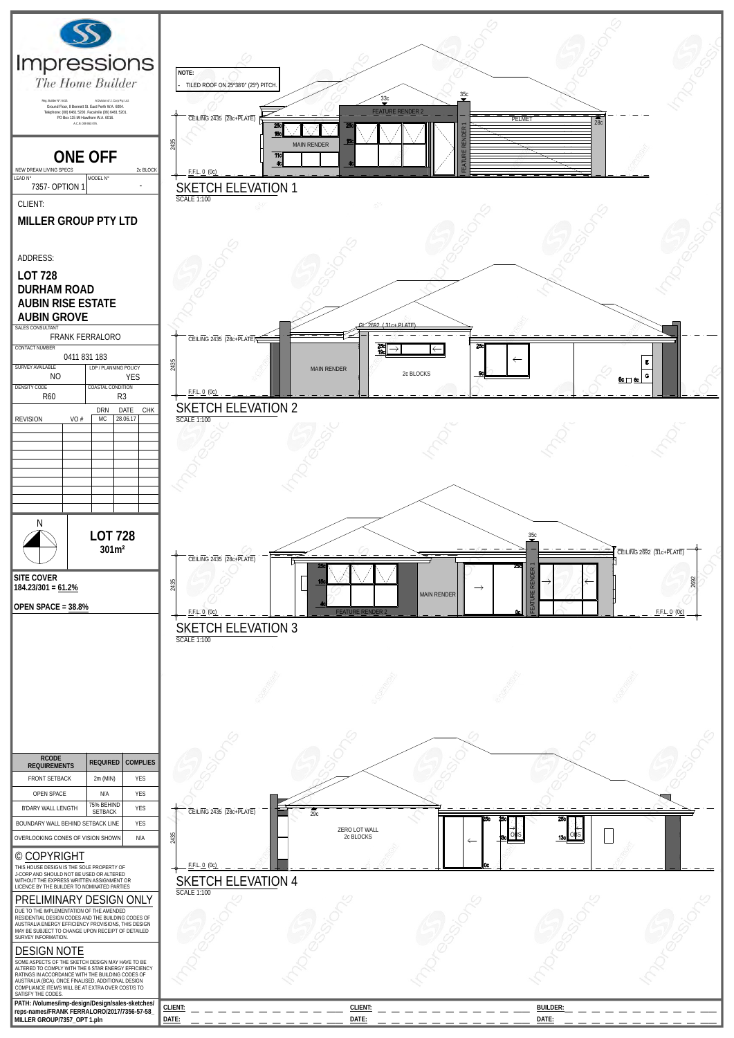# Impressions

*The Home Builder*

Reg. Builder N° 6415 A Division of J. Corp Pty Ltd.
Ground Floor, 8 Bennett St. East Perth W.A. 6004.
Telephone: (08) 6461 5200. Facsimile (08) 6461 5201.
PO Box 115 Mt Hawthorn W.A. 6016.
A.C.N. 008 863 576

## ONE OFF

NEW DREAM LIVING SPECS — 2c BLOCK

| LEAD N° | MODEL N° |
|---|---|
| 7357- OPTION 1 | - |

CLIENT:

**MILLER GROUP PTY LTD**

ADDRESS:

**LOT 728**
**DURHAM ROAD**
**AUBIN RISE ESTATE**
**AUBIN GROVE**

SALES CONSULTANT: FRANK FERRALORO

CONTACT NUMBER: 0411 831 183

| SURVEY AVAILABLE | LDP / PLANNING POLICY |
|---|---|
| NO | YES |

| DENSITY CODE | COASTAL CONDITION |
|---|---|
| R60 | R3 |

| REVISION | VO # | DRN | DATE | CHK |
|---|---|---|---|---|
| | | MC | 28.06.17 | |

N

**LOT 728**
**301m²**

**SITE COVER**
**184.23/301 = 61.2%**

**OPEN SPACE = 38.8%**

| RCODE REQUIREMENTS | REQUIRED | COMPLIES |
|---|---|---|
| FRONT SETBACK | 2m (MIN) | YES |
| OPEN SPACE | N/A | YES |
| B'DARY WALL LENGTH | 75% BEHIND SETBACK | YES |
| BOUNDARY WALL BEHIND SETBACK LINE | | YES |
| OVERLOOKING CONES OF VISION SHOWN | | N/A |

## © COPYRIGHT

THIS HOUSE DESIGN IS THE SOLE PROPERTY OF J-CORP AND SHOULD NOT BE USED OR ALTERED WITHOUT THE EXPRESS WRITTEN ASSIGNMENT OR LICENCE BY THE BUILDER TO NOMINATED PARTIES

## PRELIMINARY DESIGN ONLY

DUE TO THE IMPLEMENTATION OF THE AMENDED RESIDENTIAL DESIGN CODES AND THE BUILDING CODES OF AUSTRALIA ENERGY EFFICIENCY PROVISIONS, THIS DESIGN MAY BE SUBJECT TO CHANGE UPON RECEIPT OF DETAILED SURVEY INFORMATION.

## DESIGN NOTE

SOME ASPECTS OF THE SKETCH DESIGN MAY HAVE TO BE ALTERED TO COMPLY WITH THE 6 STAR ENERGY EFFICIENCY RATINGS IN ACCORDANCE WITH THE BUILDING CODES OF AUSTRALIA (BCA). ONCE FINALISED, ADDITIONAL DESIGN COMPLIANCE ITEMS WILL BE AT EXTRA OVER COST/S TO SATISFY THE CODES.

**PATH: /Volumes/imp-design/Design/sales-sketches/reps-names/FRANK FERRALORO/2017/7356-57-58_MILLER GROUP/7357_OPT 1.pln**

**NOTE:**
- TILED ROOF ON 25°38'0" (25°) PITCH.

33c
35c
CEILING 2435 (28c+PLATE)
FEATURE RENDER 2
PELMET
28c
25c
18c
MAIN RENDER
15c
11c
4c
FEATURE RENDER 1
2435
F.F.L. 0 (0c)

## SKETCH ELEVATION 1
SCALE 1:100

CL 2692 (31c+PLATE)
CEILING 2435 (28c+PLATE)
25c
18c
25c
MAIN RENDER
2c BLOCKS
9c
E
G
6c 6c
2435
F.F.L. 0 (0c)

## SKETCH ELEVATION 2
SCALE 1:100

35c
CEILING 2435 (28c+PLATE)
CEILING 2692 (31c+PLATE)
25c
15c
25c
MAIN RENDER
FEATURE RENDER 1
4c
FEATURE RENDER 2
0c
2435
2692
F.F.L. 0 (0c)
F.F.L. 0 (0c)

## SKETCH ELEVATION 3
SCALE 1:100

CEILING 2435 (28c+PLATE)
29c
ZERO LOT WALL
2c BLOCKS
25c
25c
25c
13c
13c
0c
OBS
OBS
2435
F.F.L. 0 (0c)

## SKETCH ELEVATION 4
SCALE 1:100

**CLIENT:** **CLIENT:** **BUILDER:**

**DATE:** **DATE:** **DATE:**